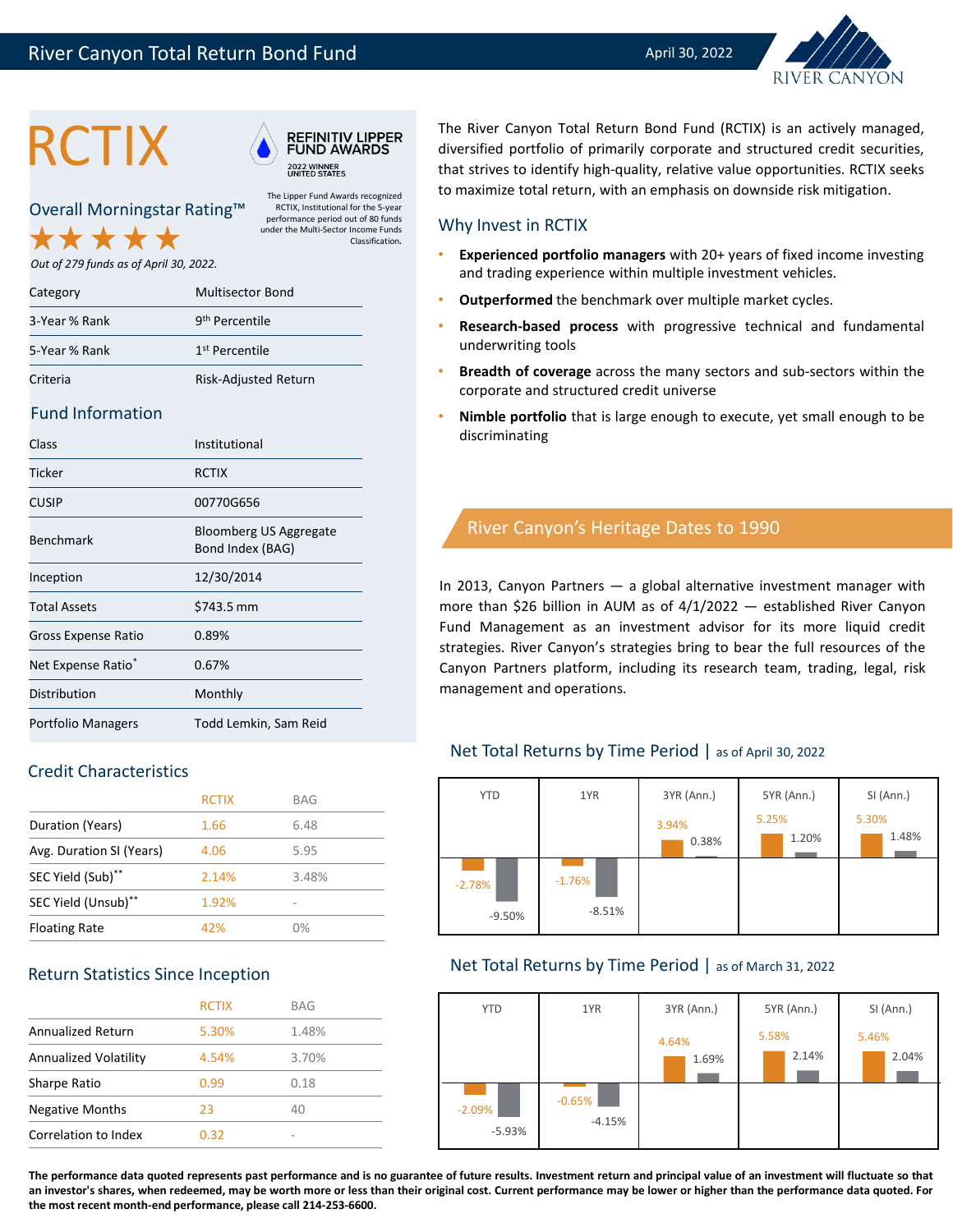# River Canyon Total Return Bond Fund

April 30, 2022

# RCTIX

**REFINITIV LIPPER FUND AWARDS**
2022 WINNER
UNITED STATES

The Lipper Fund Awards recognized RCTIX, Institutional for the 5-year performance period out of 80 funds under the Multi-Sector Income Funds Classification.

## Overall Morningstar Rating™

★★★★★

*Out of 279 funds as of April 30, 2022.*

| | |
|---|---|
| Category | Multisector Bond |
| 3-Year % Rank | 9th Percentile |
| 5-Year % Rank | 1st Percentile |
| Criteria | Risk-Adjusted Return |

## Fund Information

| | |
|---|---|
| Class | Institutional |
| Ticker | RCTIX |
| CUSIP | 00770G656 |
| Benchmark | Bloomberg US Aggregate Bond Index (BAG) |
| Inception | 12/30/2014 |
| Total Assets | $743.5 mm |
| Gross Expense Ratio | 0.89% |
| Net Expense Ratio* | 0.67% |
| Distribution | Monthly |
| Portfolio Managers | Todd Lemkin, Sam Reid |

The River Canyon Total Return Bond Fund (RCTIX) is an actively managed, diversified portfolio of primarily corporate and structured credit securities, that strives to identify high-quality, relative value opportunities. RCTIX seeks to maximize total return, with an emphasis on downside risk mitigation.

## Why Invest in RCTIX

- **Experienced portfolio managers** with 20+ years of fixed income investing and trading experience within multiple investment vehicles.
- **Outperformed** the benchmark over multiple market cycles.
- **Research-based process** with progressive technical and fundamental underwriting tools
- **Breadth of coverage** across the many sectors and sub-sectors within the corporate and structured credit universe
- **Nimble portfolio** that is large enough to execute, yet small enough to be discriminating

## River Canyon's Heritage Dates to 1990

In 2013, Canyon Partners — a global alternative investment manager with more than $26 billion in AUM as of 4/1/2022 — established River Canyon Fund Management as an investment advisor for its more liquid credit strategies. River Canyon's strategies bring to bear the full resources of the Canyon Partners platform, including its research team, trading, legal, risk management and operations.

## Credit Characteristics

| | RCTIX | BAG |
|---|---|---|
| Duration (Years) | 1.66 | 6.48 |
| Avg. Duration SI (Years) | 4.06 | 5.95 |
| SEC Yield (Sub)** | 2.14% | 3.48% |
| SEC Yield (Unsub)** | 1.92% | - |
| Floating Rate | 42% | 0% |

## Return Statistics Since Inception

| | RCTIX | BAG |
|---|---|---|
| Annualized Return | 5.30% | 1.48% |
| Annualized Volatility | 4.54% | 3.70% |
| Sharpe Ratio | 0.99 | 0.18 |
| Negative Months | 23 | 40 |
| Correlation to Index | 0.32 | - |

## Net Total Returns by Time Period | as of April 30, 2022

| | YTD | 1YR | 3YR (Ann.) | 5YR (Ann.) | SI (Ann.) |
|---|---|---|---|---|---|
| RCTIX | -2.78% | -1.76% | 3.94% | 5.25% | 5.30% |
| BAG | -9.50% | -8.51% | 0.38% | 1.20% | 1.48% |

## Net Total Returns by Time Period | as of March 31, 2022

| | YTD | 1YR | 3YR (Ann.) | 5YR (Ann.) | SI (Ann.) |
|---|---|---|---|---|---|
| RCTIX | -2.09% | -0.65% | 4.64% | 5.58% | 5.46% |
| BAG | -5.93% | -4.15% | 1.69% | 2.14% | 2.04% |

**The performance data quoted represents past performance and is no guarantee of future results. Investment return and principal value of an investment will fluctuate so that an investor's shares, when redeemed, may be worth more or less than their original cost. Current performance may be lower or higher than the performance data quoted. For the most recent month-end performance, please call 214-253-6600.**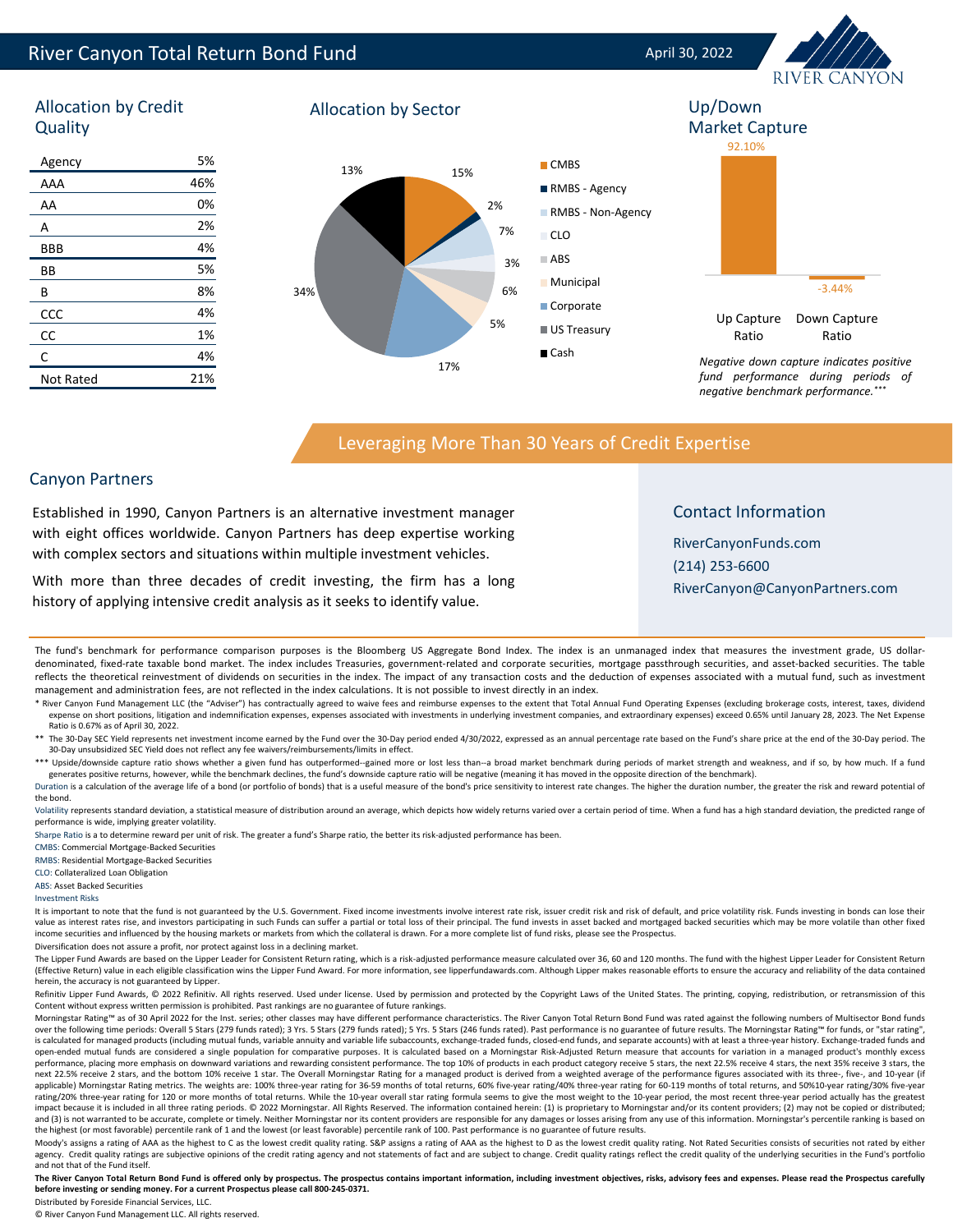# River Canyon Total Return Bond Fund

April 30, 2022

## Allocation by Credit Quality

| | |
|---|---|
| Agency | 5% |
| AAA | 46% |
| AA | 0% |
| A | 2% |
| BBB | 4% |
| BB | 5% |
| B | 8% |
| CCC | 4% |
| CC | 1% |
| C | 4% |
| Not Rated | 21% |

## Allocation by Sector

15%
2%
7%
3%
6%
5%
17%
34%
13%

CMBS
RMBS - Agency
RMBS - Non-Agency
CLO
ABS
Municipal
Corporate
US Treasury
Cash

## Up/Down Market Capture

92.10%
-3.44%
Up Capture Ratio
Down Capture Ratio

*Negative down capture indicates positive fund performance during periods of negative benchmark performance.****

## Leveraging More Than 30 Years of Credit Expertise

## Canyon Partners

Established in 1990, Canyon Partners is an alternative investment manager with eight offices worldwide. Canyon Partners has deep expertise working with complex sectors and situations within multiple investment vehicles.

With more than three decades of credit investing, the firm has a long history of applying intensive credit analysis as it seeks to identify value.

## Contact Information

RiverCanyonFunds.com

(214) 253-6600

RiverCanyon@CanyonPartners.com

The fund's benchmark for performance comparison purposes is the Bloomberg US Aggregate Bond Index. The index is an unmanaged index that measures the investment grade, US dollar-denominated, fixed-rate taxable bond market. The index includes Treasuries, government-related and corporate securities, mortgage passthrough securities, and asset-backed securities. The table reflects the theoretical reinvestment of dividends on securities in the index. The impact of any transaction costs and the deduction of expenses associated with a mutual fund, such as investment management and administration fees, are not reflected in the index calculations. It is not possible to invest directly in an index.

\* River Canyon Fund Management LLC (the "Adviser") has contractually agreed to waive fees and reimburse expenses to the extent that Total Annual Fund Operating Expenses (excluding brokerage costs, interest, taxes, dividend expense on short positions, litigation and indemnification expenses, expenses associated with investments in underlying investment companies, and extraordinary expenses) exceed 0.65% until January 28, 2023. The Net Expense Ratio is 0.67% as of April 30, 2022.

\** The 30-Day SEC Yield represents net investment income earned by the Fund over the 30-Day period ended 4/30/2022, expressed as an annual percentage rate based on the Fund's share price at the end of the 30-Day period. The 30-Day unsubsidized SEC Yield does not reflect any fee waivers/reimbursements/limits in effect.

\*** Upside/downside capture ratio shows whether a given fund has outperformed--gained more or lost less than--a broad market benchmark during periods of market strength and weakness, and if so, by how much. If a fund generates positive returns, however, while the benchmark declines, the fund's downside capture ratio will be negative (meaning it has moved in the opposite direction of the benchmark).

Duration is a calculation of the average life of a bond (or portfolio of bonds) that is a useful measure of the bond's price sensitivity to interest rate changes. The higher the duration number, the greater the risk and reward potential of the bond.

Volatility represents standard deviation, a statistical measure of distribution around an average, which depicts how widely returns varied over a certain period of time. When a fund has a high standard deviation, the predicted range of performance is wide, implying greater volatility.

Sharpe Ratio is a to determine reward per unit of risk. The greater a fund's Sharpe ratio, the better its risk-adjusted performance has been.

CMBS: Commercial Mortgage-Backed Securities

RMBS: Residential Mortgage-Backed Securities

CLO: Collateralized Loan Obligation

ABS: Asset Backed Securities

Investment Risks

It is important to note that the fund is not guaranteed by the U.S. Government. Fixed income investments involve interest rate risk, issuer credit risk and risk of default, and price volatility risk. Funds investing in bonds can lose their value as interest rates rise, and investors participating in such Funds can suffer a partial or total loss of their principal. The fund invests in asset backed and mortgaged backed securities which may be more volatile than other fixed income securities and influenced by the housing markets or markets from which the collateral is drawn. For a more complete list of fund risks, please see the Prospectus.

Diversification does not assure a profit, nor protect against loss in a declining market.

The Lipper Fund Awards are based on the Lipper Leader for Consistent Return rating, which is a risk-adjusted performance measure calculated over 36, 60 and 120 months. The fund with the highest Lipper Leader for Consistent Return (Effective Return) value in each eligible classification wins the Lipper Fund Award. For more information, see lipperfundawards.com. Although Lipper makes reasonable efforts to ensure the accuracy and reliability of the data contained herein, the accuracy is not guaranteed by Lipper.

Refinitiv Lipper Fund Awards, © 2022 Refinitiv. All rights reserved. Used under license. Used by permission and protected by the Copyright Laws of the United States. The printing, copying, redistribution, or retransmission of this Content without express written permission is prohibited. Past rankings are no guarantee of future rankings.

Morningstar Rating™ as of 30 April 2022 for the Inst. series; other classes may have different performance characteristics. The River Canyon Total Return Bond Fund was rated against the following numbers of Multisector Bond funds over the following time periods: Overall 5 Stars (279 funds rated); 3 Yrs. 5 Stars (279 funds rated); 5 Yrs. 5 Stars (246 funds rated). Past performance is no guarantee of future results. The Morningstar Rating™ for funds, or "star rating", is calculated for managed products (including mutual funds, variable annuity and variable life subaccounts, exchange-traded funds, closed-end funds, and separate accounts) with at least a three-year history. Exchange-traded funds and open-ended mutual funds are considered a single population for comparative purposes. It is calculated based on a Morningstar Risk-Adjusted Return measure that accounts for variation in a managed product's monthly excess performance, placing more emphasis on downward variations and rewarding consistent performance. The top 10% of products in each product category receive 5 stars, the next 22.5% receive 4 stars, the next 35% receive 3 stars, the next 22.5% receive 2 stars, and the bottom 10% receive 1 star. The Overall Morningstar Rating for a managed product is derived from a weighted average of the performance figures associated with its three-, five-, and 10-year (if applicable) Morningstar Rating metrics. The weights are: 100% three-year rating for 36-59 months of total returns, 60% five-year rating/40% three-year rating for 60-119 months of total returns, and 50%10-year rating/30% five-year rating/20% three-year rating for 120 or more months of total returns. While the 10-year overall star rating formula seems to give the most weight to the 10-year period, the most recent three-year period actually has the greatest impact because it is included in all three rating periods. © 2022 Morningstar. All Rights Reserved. The information contained herein: (1) is proprietary to Morningstar and/or its content providers; (2) may not be copied or distributed; and (3) is not warranted to be accurate, complete or timely. Neither Morningstar nor its content providers are responsible for any damages or losses arising from any use of this information. Morningstar's percentile ranking is based on the highest (or most favorable) percentile rank of 1 and the lowest (or least favorable) percentile rank of 100. Past performance is no guarantee of future results.

Moody's assigns a rating of AAA as the highest to C as the lowest credit quality rating. S&P assigns a rating of AAA as the highest to D as the lowest credit quality rating. Not Rated Securities consists of securities not rated by either agency. Credit quality ratings are subjective opinions of the credit rating agency and not statements of fact and are subject to change. Credit quality ratings reflect the credit quality of the underlying securities in the Fund's portfolio and not that of the Fund itself.

**The River Canyon Total Return Bond Fund is offered only by prospectus. The prospectus contains important information, including investment objectives, risks, advisory fees and expenses. Please read the Prospectus carefully before investing or sending money. For a current Prospectus please call 800-245-0371.**

Distributed by Foreside Financial Services, LLC.

© River Canyon Fund Management LLC. All rights reserved.